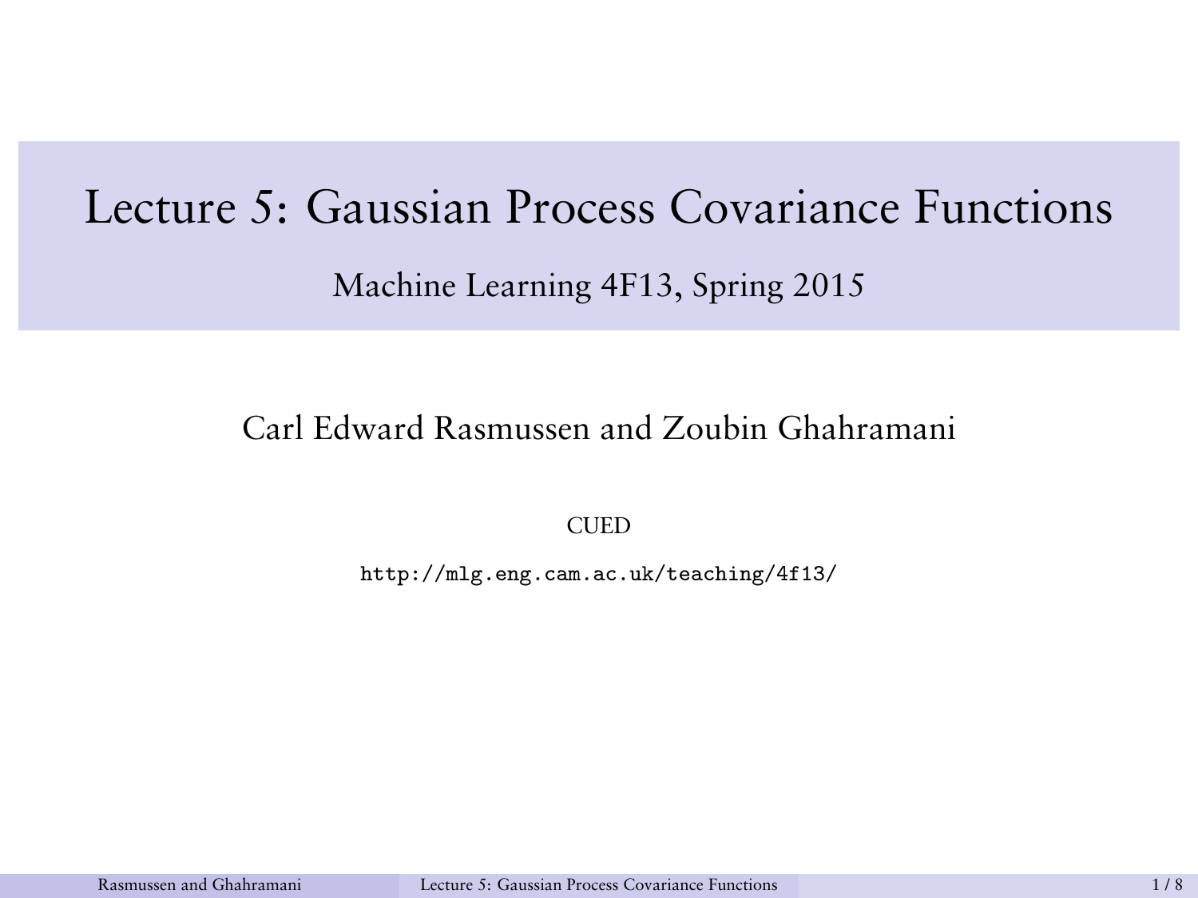# Lecture 5: Gaussian Process Covariance Functions

## Machine Learning 4F13, Spring 2015

Carl Edward Rasmussen and Zoubin Ghahramani

CUED

http://mlg.eng.cam.ac.uk/teaching/4f13/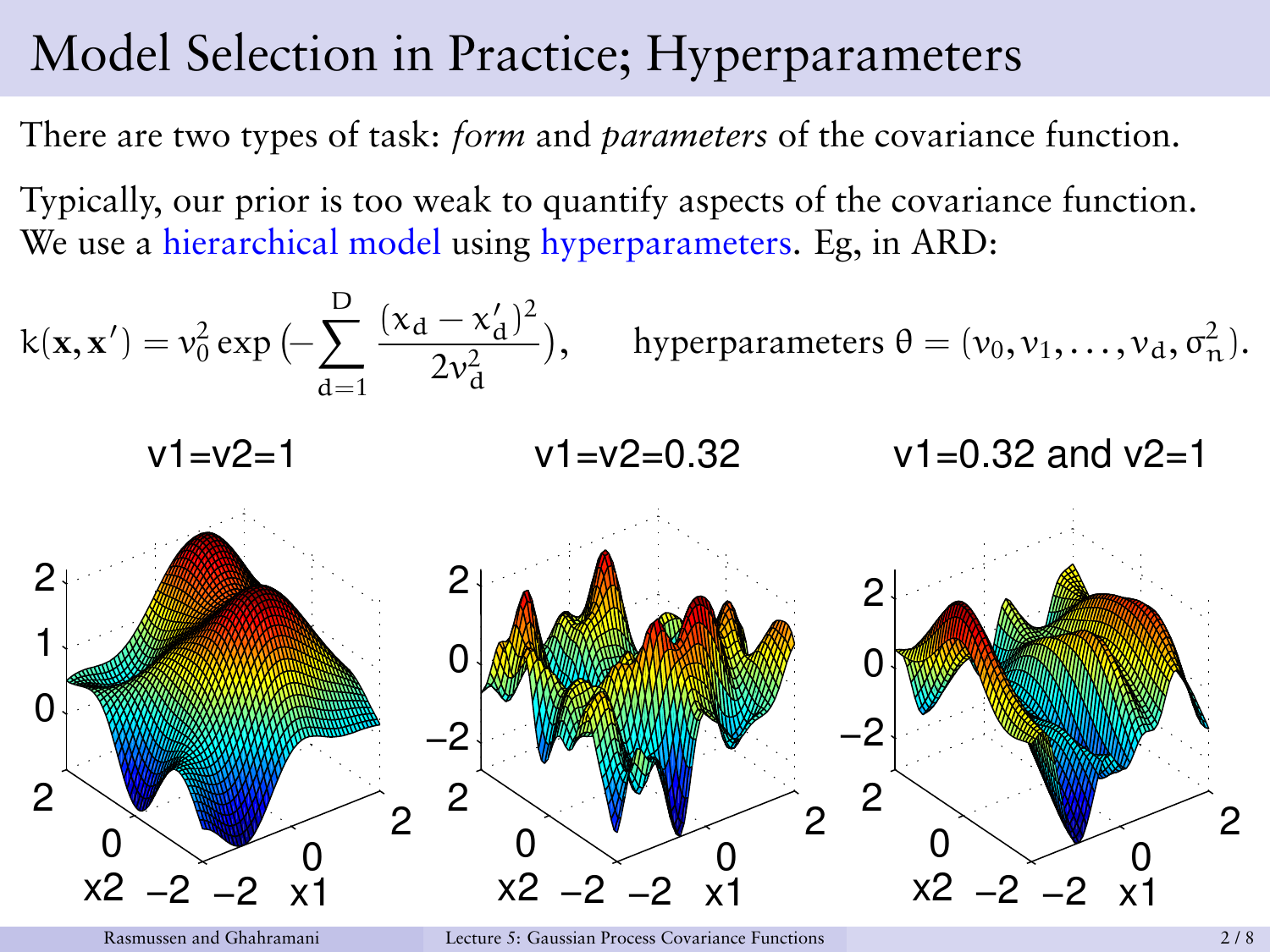# Model Selection in Practice; Hyperparameters

There are two types of task: *form* and *parameters* of the covariance function.

Typically, our prior is too weak to quantify aspects of the covariance function. We use a hierarchical model using hyperparameters. Eg, in ARD:

$$k(\mathbf{x}, \mathbf{x}') = v_0^2 \exp\big(-\sum_{d=1}^{D} \frac{(x_d - x'_d)^2}{2v_d^2}\big), \qquad \text{hyperparameters } \theta = (v_0, v_1, \ldots, v_d, \sigma_n^2).$$

v1=v2=1

v1=v2=0.32

v1=0.32 and v2=1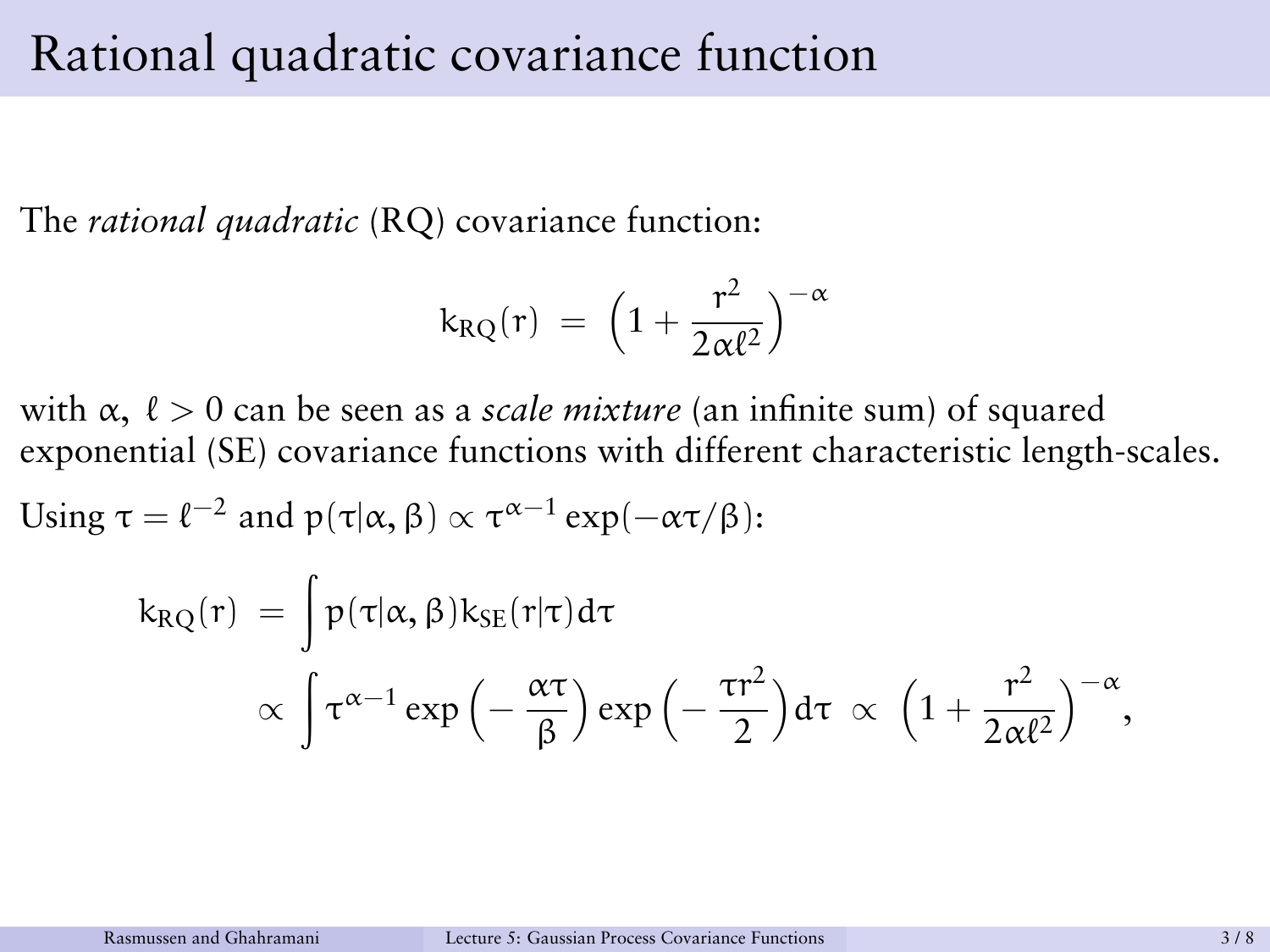# Rational quadratic covariance function

The *rational quadratic* (RQ) covariance function:

$$k_{RQ}(r) \;=\; \Big(1 + \frac{r^2}{2\alpha\ell^2}\Big)^{-\alpha}$$

with $\alpha,\ \ell > 0$ can be seen as a *scale mixture* (an infinite sum) of squared exponential (SE) covariance functions with different characteristic length-scales.

Using $\tau = \ell^{-2}$ and $p(\tau|\alpha,\beta) \propto \tau^{\alpha-1}\exp(-\alpha\tau/\beta)$:

$$\begin{aligned}
k_{RQ}(r) \;&=\; \int p(\tau|\alpha,\beta) k_{SE}(r|\tau) d\tau \\
&\propto\; \int \tau^{\alpha-1}\exp\Big(-\frac{\alpha\tau}{\beta}\Big)\exp\Big(-\frac{\tau r^2}{2}\Big)d\tau \;\propto\; \Big(1 + \frac{r^2}{2\alpha\ell^2}\Big)^{-\alpha},
\end{aligned}$$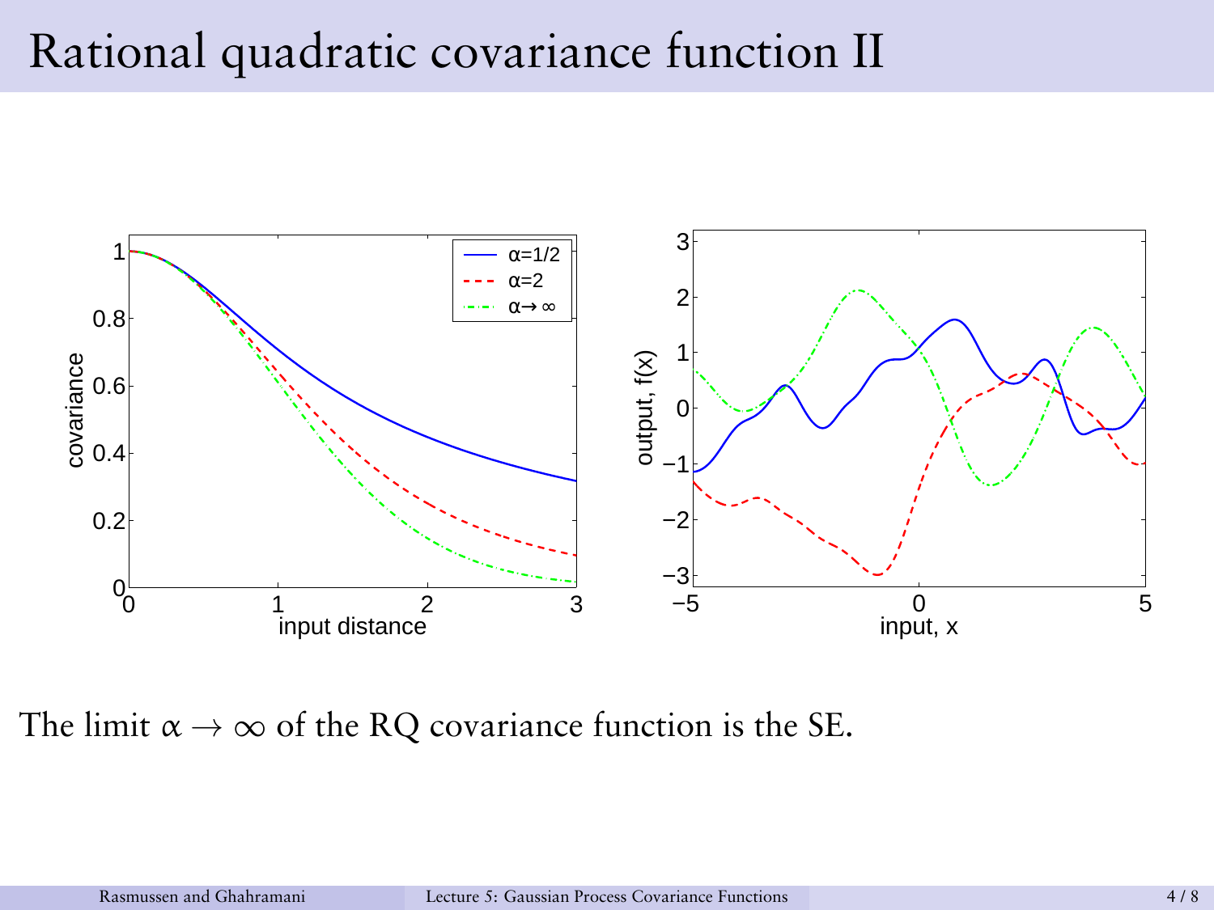# Rational quadratic covariance function II

The limit $\alpha \to \infty$ of the RQ covariance function is the SE.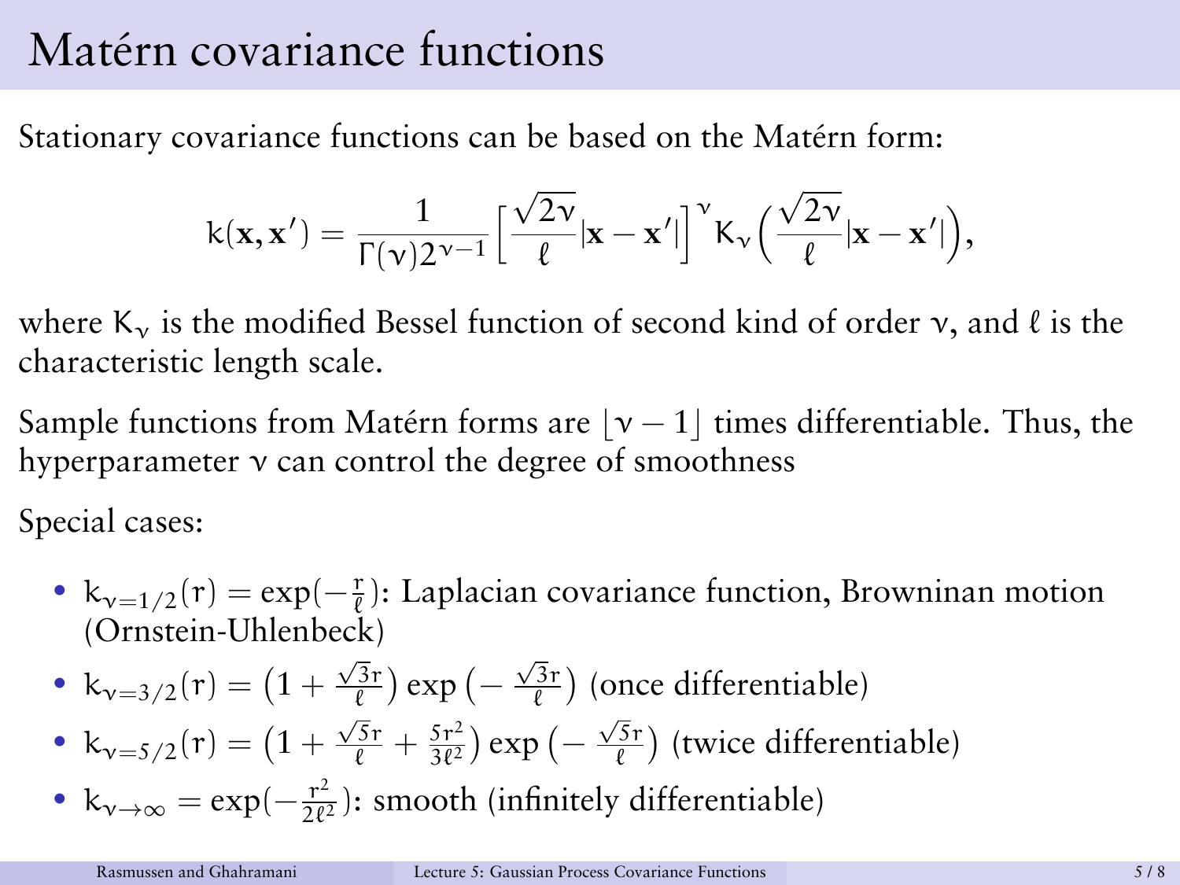# Matérn covariance functions

Stationary covariance functions can be based on the Matérn form:

$$k(\mathbf{x}, \mathbf{x}') = \frac{1}{\Gamma(\nu)2^{\nu-1}} \Big[ \frac{\sqrt{2\nu}}{\ell} |\mathbf{x} - \mathbf{x}'| \Big]^{\nu} K_{\nu}\Big( \frac{\sqrt{2\nu}}{\ell} |\mathbf{x} - \mathbf{x}'| \Big),$$

where $K_\nu$ is the modified Bessel function of second kind of order $\nu$, and $\ell$ is the characteristic length scale.

Sample functions from Matérn forms are $\lfloor \nu - 1 \rfloor$ times differentiable. Thus, the hyperparameter $\nu$ can control the degree of smoothness

Special cases:

- $k_{\nu=1/2}(r) = \exp(-\frac{r}{\ell})$: Laplacian covariance function, Browninan motion (Ornstein-Uhlenbeck)
- $k_{\nu=3/2}(r) = \big(1 + \frac{\sqrt{3}r}{\ell}\big) \exp\big(-\frac{\sqrt{3}r}{\ell}\big)$ (once differentiable)
- $k_{\nu=5/2}(r) = \big(1 + \frac{\sqrt{5}r}{\ell} + \frac{5r^2}{3\ell^2}\big) \exp\big(-\frac{\sqrt{5}r}{\ell}\big)$ (twice differentiable)
- $k_{\nu\to\infty} = \exp(-\frac{r^2}{2\ell^2})$: smooth (infinitely differentiable)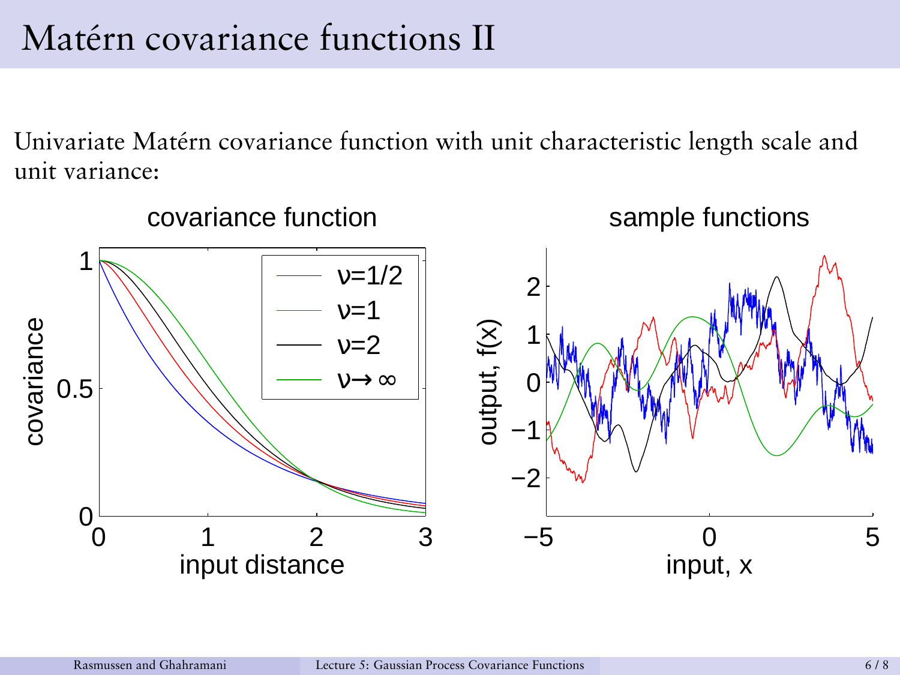# Matérn covariance functions II

Univariate Matérn covariance function with unit characteristic length scale and unit variance: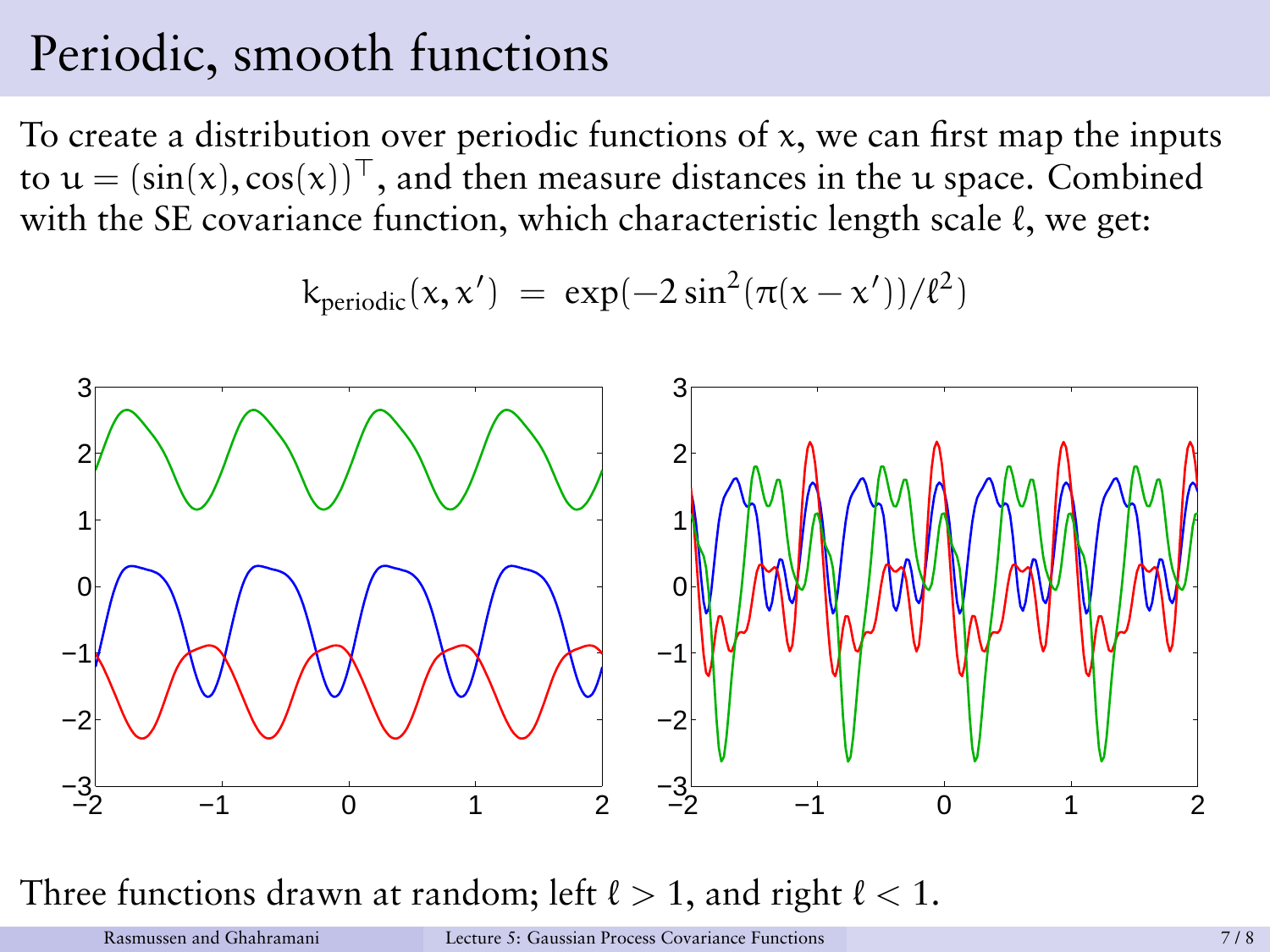# Periodic, smooth functions

To create a distribution over periodic functions of $x$, we can first map the inputs to $u = (\sin(x), \cos(x))^\top$, and then measure distances in the $u$ space. Combined with the SE covariance function, which characteristic length scale $\ell$, we get:

$$k_{\text{periodic}}(x, x') \; = \; \exp(-2\sin^2(\pi(x - x'))/\ell^2)$$

Three functions drawn at random; left $\ell > 1$, and right $\ell < 1$.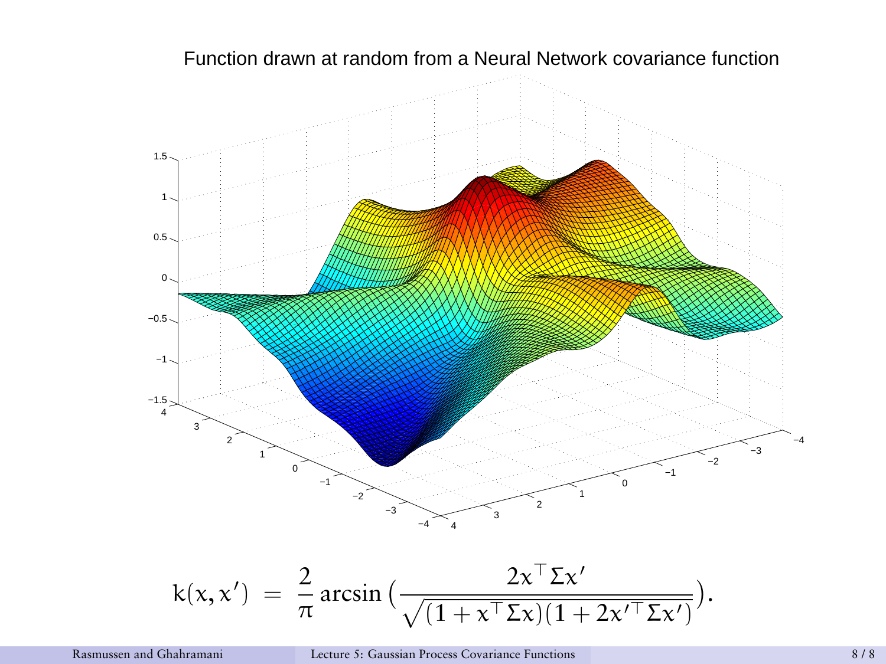Function drawn at random from a Neural Network covariance function

1.5
1
0.5
0
−0.5
−1
−1.5

4
3
2
1
0
−1
−2
−3
−4

4
3
2
1
0
−1
−2
−3
−4

$$k(x, x') = \frac{2}{\pi} \arcsin\Big(\frac{2x^\top \Sigma x'}{\sqrt{(1 + x^\top \Sigma x)(1 + 2x'^\top \Sigma x')}}\Big).$$